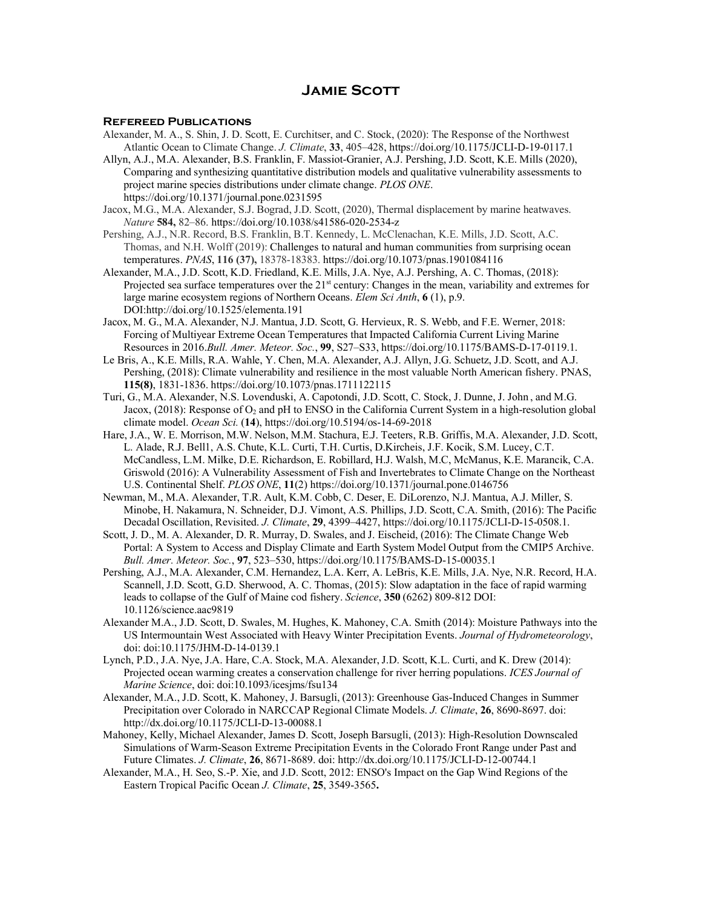# Jamie Scott

## Refereed Publications

Alexander, M. A., S. Shin, J. D. Scott, E. Curchitser, and C. Stock, (2020): The Response of the Northwest Atlantic Ocean to Climate Change. *J. Climate*, **33**, 405–428, https://doi.org/10.1175/JCLI-D-19-0117.1

Allyn, A.J., M.A. Alexander, B.S. Franklin, F. Massiot-Granier, A.J. Pershing, J.D. Scott, K.E. Mills (2020), Comparing and synthesizing quantitative distribution models and qualitative vulnerability assessments to project marine species distributions under climate change. *PLOS ONE*. https://doi.org/10.1371/journal.pone.0231595

Jacox, M.G., M.A. Alexander, S.J. Bograd, J.D. Scott, (2020), Thermal displacement by marine heatwaves. *Nature* **584,** 82–86. https://doi.org/10.1038/s41586-020-2534-z

Pershing, A.J., N.R. Record, B.S. Franklin, B.T. Kennedy, L. McClenachan, K.E. Mills, J.D. Scott, A.C. Thomas, and N.H. Wolff (2019): Challenges to natural and human communities from surprising ocean temperatures. *PNAS*, **116 (37),** 18378-18383. https://doi.org/10.1073/pnas.1901084116

Alexander, M.A., J.D. Scott, K.D. Friedland, K.E. Mills, J.A. Nye, A.J. Pershing, A. C. Thomas, (2018): Projected sea surface temperatures over the 21$^{st}$ century: Changes in the mean, variability and extremes for large marine ecosystem regions of Northern Oceans. *Elem Sci Anth*, **6** (1), p.9. DOI:http://doi.org/10.1525/elementa.191

Jacox, M. G., M.A. Alexander, N.J. Mantua, J.D. Scott, G. Hervieux, R. S. Webb, and F.E. Werner, 2018: Forcing of Multiyear Extreme Ocean Temperatures that Impacted California Current Living Marine Resources in 2016.*Bull. Amer. Meteor. Soc.*, **99**, S27–S33, https://doi.org/10.1175/BAMS-D-17-0119.1.

Le Bris, A., K.E. Mills, R.A. Wahle, Y. Chen, M.A. Alexander, A.J. Allyn, J.G. Schuetz, J.D. Scott, and A.J. Pershing, (2018): Climate vulnerability and resilience in the most valuable North American fishery. PNAS, **115(8)**, 1831-1836. https://doi.org/10.1073/pnas.1711122115

Turi, G., M.A. Alexander, N.S. Lovenduski, A. Capotondi, J.D. Scott, C. Stock, J. Dunne, J. John , and M.G. Jacox, (2018): Response of $O_2$ and pH to ENSO in the California Current System in a high-resolution global climate model. *Ocean Sci.* (**14**), https://doi.org/10.5194/os-14-69-2018

Hare, J.A., W. E. Morrison, M.W. Nelson, M.M. Stachura, E.J. Teeters, R.B. Griffis, M.A. Alexander, J.D. Scott, L. Alade, R.J. Bell1, A.S. Chute, K.L. Curti, T.H. Curtis, D.Kircheis, J.F. Kocik, S.M. Lucey, C.T. McCandless, L.M. Milke, D.E. Richardson, E. Robillard, H.J. Walsh, M.C, McManus, K.E. Marancik, C.A. Griswold (2016): A Vulnerability Assessment of Fish and Invertebrates to Climate Change on the Northeast U.S. Continental Shelf. *PLOS ONE*, **11**(2) https://doi.org/10.1371/journal.pone.0146756

Newman, M., M.A. Alexander, T.R. Ault, K.M. Cobb, C. Deser, E. DiLorenzo, N.J. Mantua, A.J. Miller, S. Minobe, H. Nakamura, N. Schneider, D.J. Vimont, A.S. Phillips, J.D. Scott, C.A. Smith, (2016): The Pacific Decadal Oscillation, Revisited. *J. Climate*, **29**, 4399–4427, https://doi.org/10.1175/JCLI-D-15-0508.1.

Scott, J. D., M. A. Alexander, D. R. Murray, D. Swales, and J. Eischeid, (2016): The Climate Change Web Portal: A System to Access and Display Climate and Earth System Model Output from the CMIP5 Archive. *Bull. Amer. Meteor. Soc.*, **97**, 523–530, https://doi.org/10.1175/BAMS-D-15-00035.1

Pershing, A.J., M.A. Alexander, C.M. Hernandez, L.A. Kerr, A. LeBris, K.E. Mills, J.A. Nye, N.R. Record, H.A. Scannell, J.D. Scott, G.D. Sherwood, A. C. Thomas, (2015): Slow adaptation in the face of rapid warming leads to collapse of the Gulf of Maine cod fishery. *Science*, **350** (6262) 809-812 DOI: 10.1126/science.aac9819

Alexander M.A., J.D. Scott, D. Swales, M. Hughes, K. Mahoney, C.A. Smith (2014): Moisture Pathways into the US Intermountain West Associated with Heavy Winter Precipitation Events. *Journal of Hydrometeorology*, doi: doi:10.1175/JHM-D-14-0139.1

Lynch, P.D., J.A. Nye, J.A. Hare, C.A. Stock, M.A. Alexander, J.D. Scott, K.L. Curti, and K. Drew (2014): Projected ocean warming creates a conservation challenge for river herring populations. *ICES Journal of Marine Science*, doi: doi:10.1093/icesjms/fsu134

Alexander, M.A., J.D. Scott, K. Mahoney, J. Barsugli, (2013): Greenhouse Gas-Induced Changes in Summer Precipitation over Colorado in NARCCAP Regional Climate Models. *J. Climate*, **26**, 8690-8697. doi: http://dx.doi.org/10.1175/JCLI-D-13-00088.1

Mahoney, Kelly, Michael Alexander, James D. Scott, Joseph Barsugli, (2013): High-Resolution Downscaled Simulations of Warm-Season Extreme Precipitation Events in the Colorado Front Range under Past and Future Climates. *J. Climate*, **26**, 8671-8689. doi: http://dx.doi.org/10.1175/JCLI-D-12-00744.1

Alexander, M.A., H. Seo, S.-P. Xie, and J.D. Scott, 2012: ENSO's Impact on the Gap Wind Regions of the Eastern Tropical Pacific Ocean *J. Climate*, **25**, 3549-3565**.**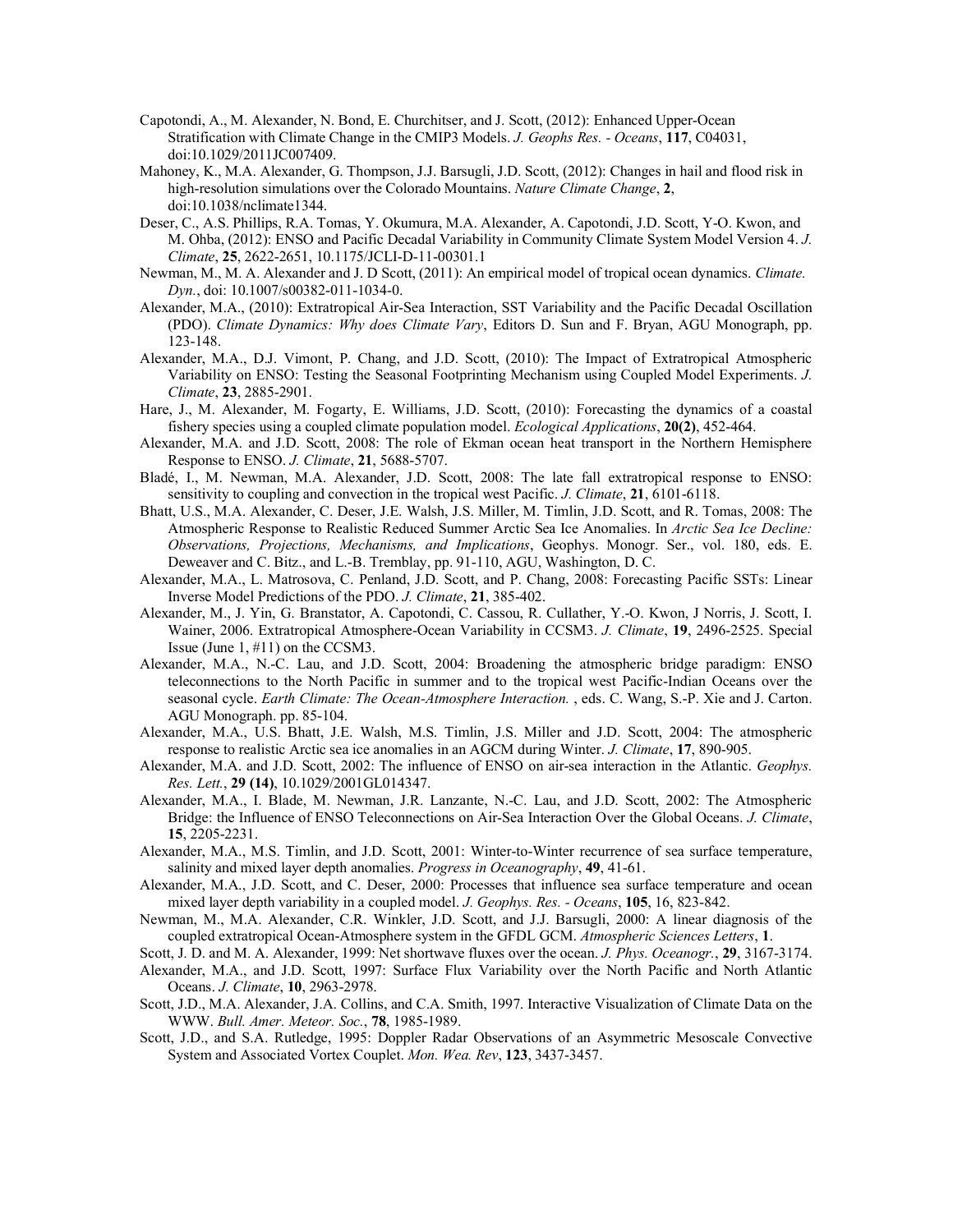Capotondi, A., M. Alexander, N. Bond, E. Churchitser, and J. Scott, (2012): Enhanced Upper-Ocean Stratification with Climate Change in the CMIP3 Models. *J. Geophs Res. - Oceans*, **117**, C04031, doi:10.1029/2011JC007409.

Mahoney, K., M.A. Alexander, G. Thompson, J.J. Barsugli, J.D. Scott, (2012): Changes in hail and flood risk in high-resolution simulations over the Colorado Mountains. *Nature Climate Change*, **2**, doi:10.1038/nclimate1344.

Deser, C., A.S. Phillips, R.A. Tomas, Y. Okumura, M.A. Alexander, A. Capotondi, J.D. Scott, Y-O. Kwon, and M. Ohba, (2012): ENSO and Pacific Decadal Variability in Community Climate System Model Version 4. *J. Climate*, **25**, 2622-2651, 10.1175/JCLI-D-11-00301.1

Newman, M., M. A. Alexander and J. D Scott, (2011): An empirical model of tropical ocean dynamics. *Climate. Dyn.*, doi: 10.1007/s00382-011-1034-0.

Alexander, M.A., (2010): Extratropical Air-Sea Interaction, SST Variability and the Pacific Decadal Oscillation (PDO). *Climate Dynamics: Why does Climate Vary*, Editors D. Sun and F. Bryan, AGU Monograph, pp. 123-148.

Alexander, M.A., D.J. Vimont, P. Chang, and J.D. Scott, (2010): The Impact of Extratropical Atmospheric Variability on ENSO: Testing the Seasonal Footprinting Mechanism using Coupled Model Experiments. *J. Climate*, **23**, 2885-2901.

Hare, J., M. Alexander, M. Fogarty, E. Williams, J.D. Scott, (2010): Forecasting the dynamics of a coastal fishery species using a coupled climate population model. *Ecological Applications*, **20(2)**, 452-464.

Alexander, M.A. and J.D. Scott, 2008: The role of Ekman ocean heat transport in the Northern Hemisphere Response to ENSO. *J. Climate*, **21**, 5688-5707.

Bladé, I., M. Newman, M.A. Alexander, J.D. Scott, 2008: The late fall extratropical response to ENSO: sensitivity to coupling and convection in the tropical west Pacific. *J. Climate*, **21**, 6101-6118.

Bhatt, U.S., M.A. Alexander, C. Deser, J.E. Walsh, J.S. Miller, M. Timlin, J.D. Scott, and R. Tomas, 2008: The Atmospheric Response to Realistic Reduced Summer Arctic Sea Ice Anomalies. In *Arctic Sea Ice Decline: Observations, Projections, Mechanisms, and Implications*, Geophys. Monogr. Ser., vol. 180, eds. E. Deweaver and C. Bitz., and L.-B. Tremblay, pp. 91-110, AGU, Washington, D. C.

Alexander, M.A., L. Matrosova, C. Penland, J.D. Scott, and P. Chang, 2008: Forecasting Pacific SSTs: Linear Inverse Model Predictions of the PDO. *J. Climate*, **21**, 385-402.

Alexander, M., J. Yin, G. Branstator, A. Capotondi, C. Cassou, R. Cullather, Y.-O. Kwon, J Norris, J. Scott, I. Wainer, 2006. Extratropical Atmosphere-Ocean Variability in CCSM3. *J. Climate*, **19**, 2496-2525. Special Issue (June 1, #11) on the CCSM3.

Alexander, M.A., N.-C. Lau, and J.D. Scott, 2004: Broadening the atmospheric bridge paradigm: ENSO teleconnections to the North Pacific in summer and to the tropical west Pacific-Indian Oceans over the seasonal cycle. *Earth Climate: The Ocean-Atmosphere Interaction.* , eds. C. Wang, S.-P. Xie and J. Carton. AGU Monograph. pp. 85-104.

Alexander, M.A., U.S. Bhatt, J.E. Walsh, M.S. Timlin, J.S. Miller and J.D. Scott, 2004: The atmospheric response to realistic Arctic sea ice anomalies in an AGCM during Winter. *J. Climate*, **17**, 890-905.

Alexander, M.A. and J.D. Scott, 2002: The influence of ENSO on air-sea interaction in the Atlantic. *Geophys. Res. Lett.*, **29 (14)**, 10.1029/2001GL014347.

Alexander, M.A., I. Blade, M. Newman, J.R. Lanzante, N.-C. Lau, and J.D. Scott, 2002: The Atmospheric Bridge: the Influence of ENSO Teleconnections on Air-Sea Interaction Over the Global Oceans. *J. Climate*, **15**, 2205-2231.

Alexander, M.A., M.S. Timlin, and J.D. Scott, 2001: Winter-to-Winter recurrence of sea surface temperature, salinity and mixed layer depth anomalies. *Progress in Oceanography*, **49**, 41-61.

Alexander, M.A., J.D. Scott, and C. Deser, 2000: Processes that influence sea surface temperature and ocean mixed layer depth variability in a coupled model. *J. Geophys. Res. - Oceans*, **105**, 16, 823-842.

Newman, M., M.A. Alexander, C.R. Winkler, J.D. Scott, and J.J. Barsugli, 2000: A linear diagnosis of the coupled extratropical Ocean-Atmosphere system in the GFDL GCM. *Atmospheric Sciences Letters*, **1**.

Scott, J. D. and M. A. Alexander, 1999: Net shortwave fluxes over the ocean. *J. Phys. Oceanogr.*, **29**, 3167-3174.

Alexander, M.A., and J.D. Scott, 1997: Surface Flux Variability over the North Pacific and North Atlantic Oceans. *J. Climate*, **10**, 2963-2978.

Scott, J.D., M.A. Alexander, J.A. Collins, and C.A. Smith, 1997. Interactive Visualization of Climate Data on the WWW. *Bull. Amer. Meteor. Soc.*, **78**, 1985-1989.

Scott, J.D., and S.A. Rutledge, 1995: Doppler Radar Observations of an Asymmetric Mesoscale Convective System and Associated Vortex Couplet. *Mon. Wea. Rev*, **123**, 3437-3457.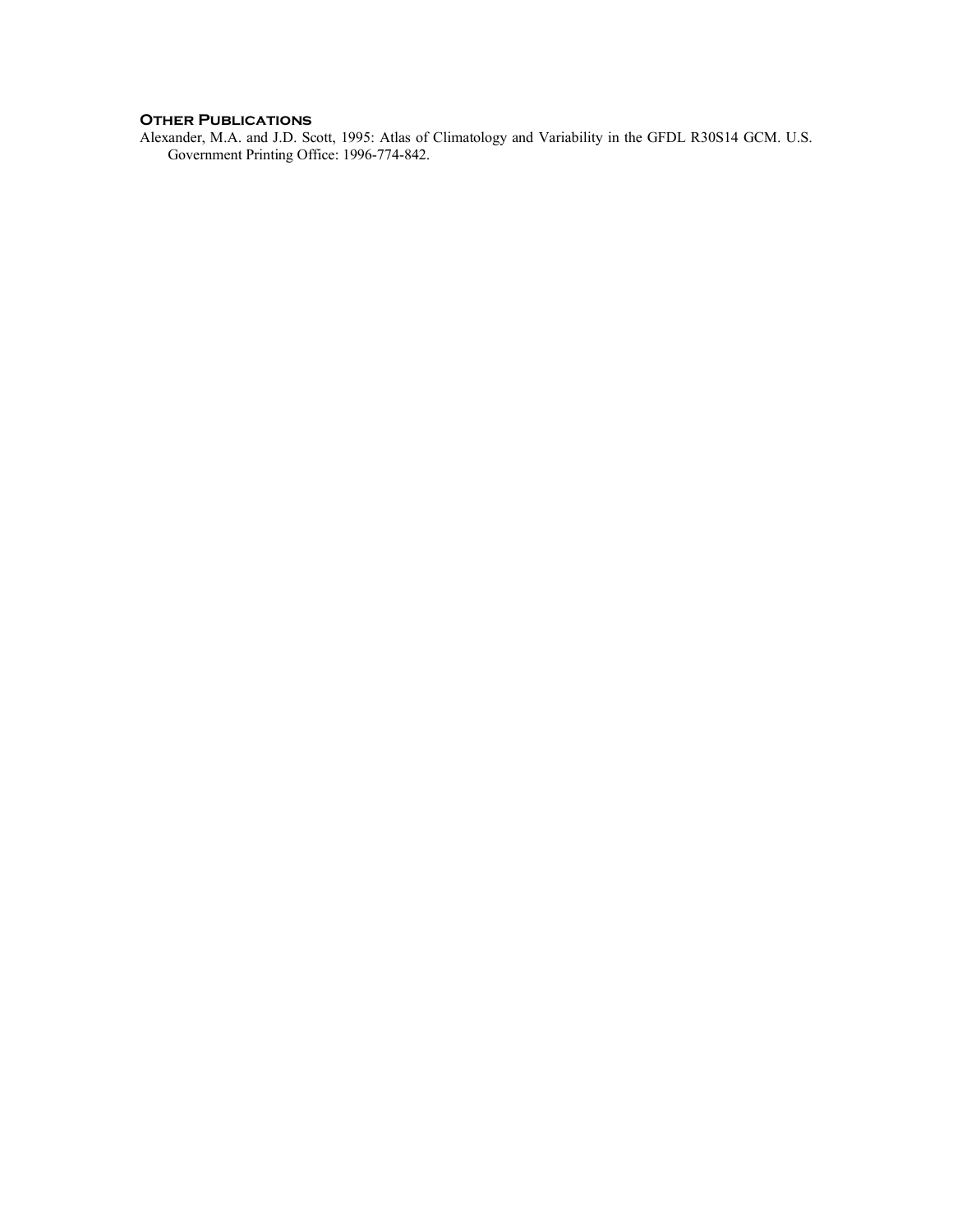## Other Publications

Alexander, M.A. and J.D. Scott, 1995: Atlas of Climatology and Variability in the GFDL R30S14 GCM. U.S. Government Printing Office: 1996-774-842.